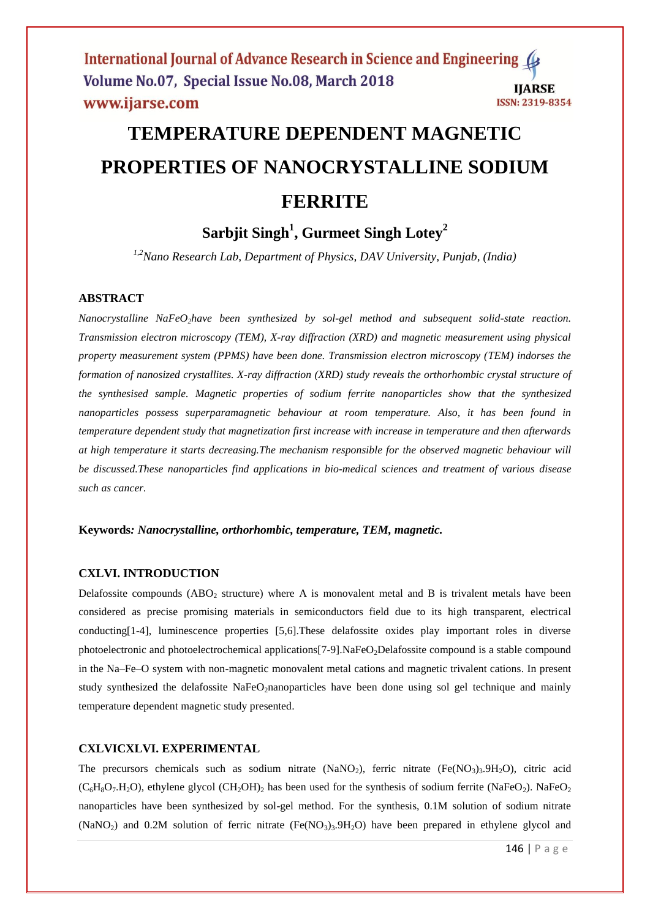# TEMPERATURE DEPENDENT MAGNETIC PROPERTIES OF NANOCRYSTALLINE SODIUM FERRITE

**Sarbjit Singh[1], Gurmeet Singh Lotey[2]**

*[1,2]Nano Research Lab, Department of Physics, DAV University, Punjab, (India)*

## ABSTRACT

*Nanocrystalline $NaFeO_2$have been synthesized by sol-gel method and subsequent solid-state reaction. Transmission electron microscopy (TEM), X-ray diffraction (XRD) and magnetic measurement using physical property measurement system (PPMS) have been done. Transmission electron microscopy (TEM) indorses the formation of nanosized crystallites. X-ray diffraction (XRD) study reveals the orthorhombic crystal structure of the synthesised sample. Magnetic properties of sodium ferrite nanoparticles show that the synthesized nanoparticles possess superparamagnetic behaviour at room temperature. Also, it has been found in temperature dependent study that magnetization first increase with increase in temperature and then afterwards at high temperature it starts decreasing.The mechanism responsible for the observed magnetic behaviour will be discussed.These nanoparticles find applications in bio-medical sciences and treatment of various disease such as cancer.*

**Keywords*: Nanocrystalline, orthorhombic, temperature, TEM, magnetic.***

## CXLVI. INTRODUCTION

Delafossite compounds ($ABO_2$ structure) where A is monovalent metal and B is trivalent metals have been considered as precise promising materials in semiconductors field due to its high transparent, electrical conducting[1-4], luminescence properties [5,6].These delafossite oxides play important roles in diverse photoelectronic and photoelectrochemical applications[7-9].$NaFeO_2$Delafossite compound is a stable compound in the Na–Fe–O system with non-magnetic monovalent metal cations and magnetic trivalent cations. In present study synthesized the delafossite $NaFeO_2$nanoparticles have been done using sol gel technique and mainly temperature dependent magnetic study presented.

## CXLVICXLVI. EXPERIMENTAL

The precursors chemicals such as sodium nitrate ($NaNO_2$), ferric nitrate ($Fe(NO_3)_3.9H_2O$), citric acid ($C_6H_8O_7.H_2O$), ethylene glycol $(CH_2OH)_2$ has been used for the synthesis of sodium ferrite ($NaFeO_2$). $NaFeO_2$ nanoparticles have been synthesized by sol-gel method. For the synthesis, 0.1M solution of sodium nitrate ($NaNO_2$) and 0.2M solution of ferric nitrate ($Fe(NO_3)_3.9H_2O$) have been prepared in ethylene glycol and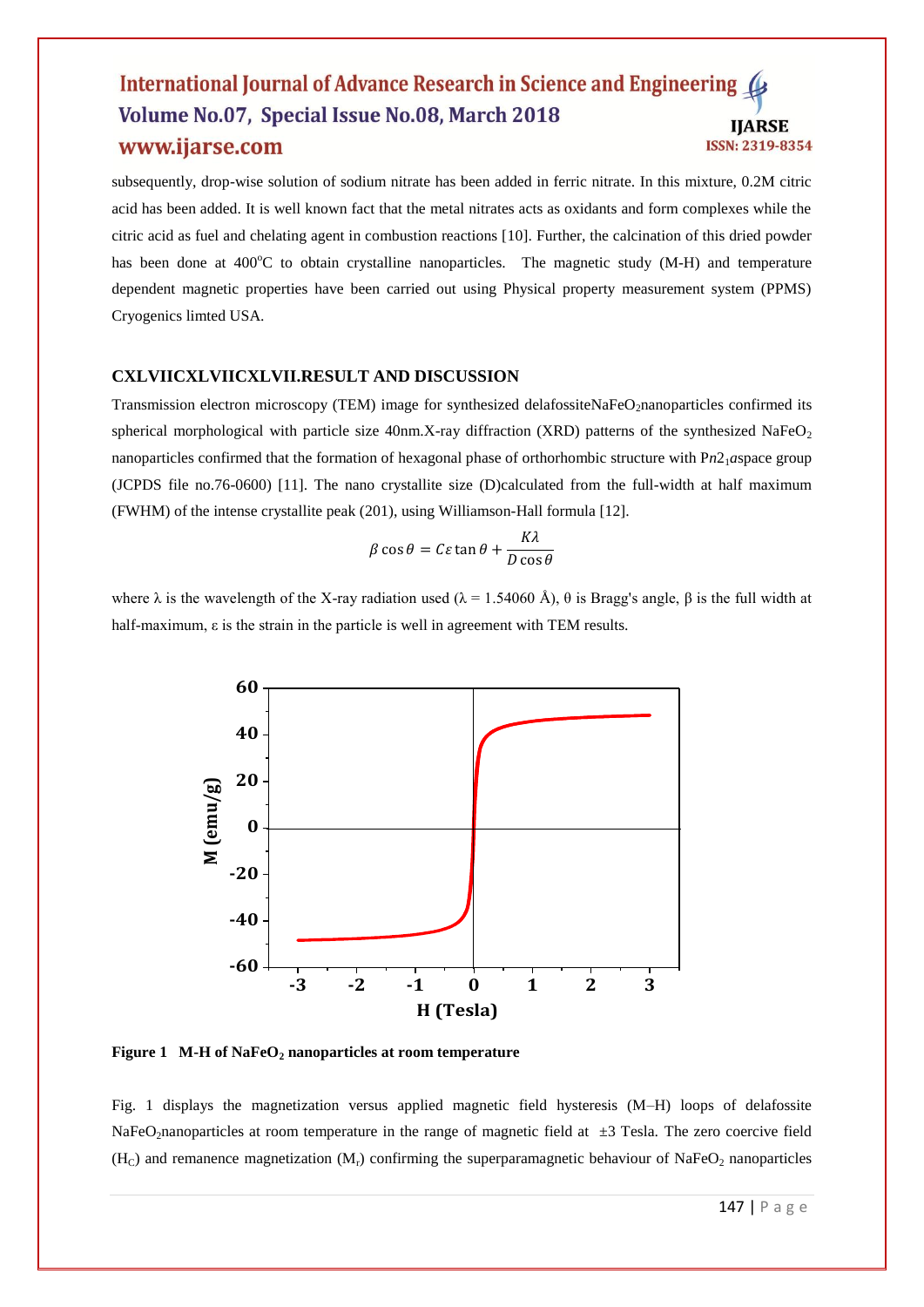subsequently, drop-wise solution of sodium nitrate has been added in ferric nitrate. In this mixture, 0.2M citric acid has been added. It is well known fact that the metal nitrates acts as oxidants and form complexes while the citric acid as fuel and chelating agent in combustion reactions [10]. Further, the calcination of this dried powder has been done at 400$^{o}$C to obtain crystalline nanoparticles. The magnetic study (M-H) and temperature dependent magnetic properties have been carried out using Physical property measurement system (PPMS) Cryogenics limted USA.

## CXLVIICXLVIICXLVII.RESULT AND DISCUSSION

Transmission electron microscopy (TEM) image for synthesized delafossite$NaFeO_2$nanoparticles confirmed its spherical morphological with particle size 40nm.X-ray diffraction (XRD) patterns of the synthesized $NaFeO_2$ nanoparticles confirmed that the formation of hexagonal phase of orthorhombic structure with $Pn2_1a$space group (JCPDS file no.76-0600) [11]. The nano crystallite size (D)calculated from the full-width at half maximum (FWHM) of the intense crystallite peak (201), using Williamson-Hall formula [12].

$$\beta \cos\theta = C\varepsilon \tan\theta + \frac{K\lambda}{D\cos\theta}$$

where λ is the wavelength of the X-ray radiation used (λ = 1.54060 Å), θ is Bragg's angle, β is the full width at half-maximum, ε is the strain in the particle is well in agreement with TEM results.

**Figure 1 M-H of $NaFeO_2$ nanoparticles at room temperature**

Fig. 1 displays the magnetization versus applied magnetic field hysteresis (M–H) loops of delafossite $NaFeO_2$nanoparticles at room temperature in the range of magnetic field at ±3 Tesla. The zero coercive field ($H_C$) and remanence magnetization ($M_r$) confirming the superparamagnetic behaviour of $NaFeO_2$ nanoparticles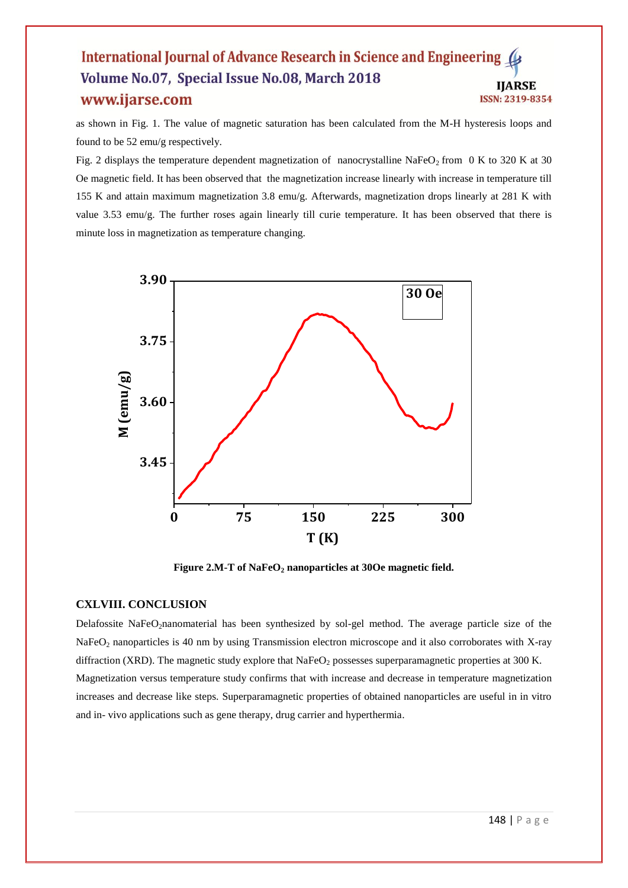as shown in Fig. 1. The value of magnetic saturation has been calculated from the M-H hysteresis loops and found to be 52 emu/g respectively.

Fig. 2 displays the temperature dependent magnetization of nanocrystalline $NaFeO_2$ from 0 K to 320 K at 30 Oe magnetic field. It has been observed that the magnetization increase linearly with increase in temperature till 155 K and attain maximum magnetization 3.8 emu/g. Afterwards, magnetization drops linearly at 281 K with value 3.53 emu/g. The further roses again linearly till curie temperature. It has been observed that there is minute loss in magnetization as temperature changing.

**Figure 2.M-T of $NaFeO_2$ nanoparticles at 30Oe magnetic field.**

## CXLVIII. CONCLUSION

Delafossite $NaFeO_2$nanomaterial has been synthesized by sol-gel method. The average particle size of the $NaFeO_2$ nanoparticles is 40 nm by using Transmission electron microscope and it also corroborates with X-ray diffraction (XRD). The magnetic study explore that $NaFeO_2$ possesses superparamagnetic properties at 300 K. Magnetization versus temperature study confirms that with increase and decrease in temperature magnetization increases and decrease like steps. Superparamagnetic properties of obtained nanoparticles are useful in in vitro and in- vivo applications such as gene therapy, drug carrier and hyperthermia.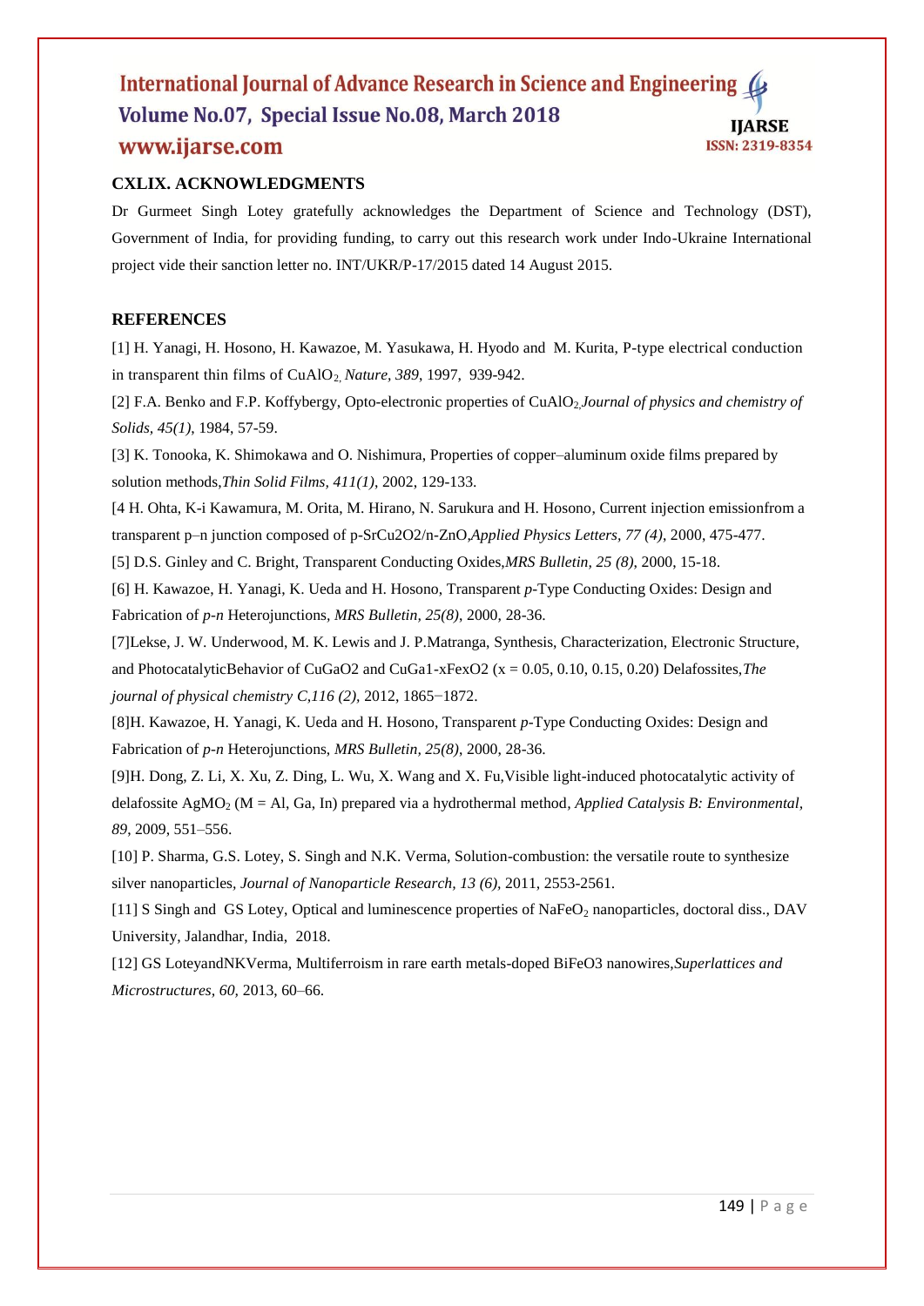## CXLIX. ACKNOWLEDGMENTS

Dr Gurmeet Singh Lotey gratefully acknowledges the Department of Science and Technology (DST), Government of India, for providing funding, to carry out this research work under Indo-Ukraine International project vide their sanction letter no. INT/UKR/P-17/2015 dated 14 August 2015.

## REFERENCES

[1] H. Yanagi, H. Hosono, H. Kawazoe, M. Yasukawa, H. Hyodo and M. Kurita, P-type electrical conduction in transparent thin films of $CuAlO_2$, *Nature, 389*, 1997, 939-942.

[2] F.A. Benko and F.P. Koffybergy, Opto-electronic properties of $CuAlO_2$, *Journal of physics and chemistry of Solids, 45(1)*, 1984, 57-59.

[3] K. Tonooka, K. Shimokawa and O. Nishimura, Properties of copper–aluminum oxide films prepared by solution methods, *Thin Solid Films, 411(1)*, 2002, 129-133.

[4 H. Ohta, K-i Kawamura, M. Orita, M. Hirano, N. Sarukura and H. Hosono, Current injection emissionfrom a transparent p–n junction composed of p-SrCu2O2/n-ZnO, *Applied Physics Letters, 77 (4)*, 2000, 475-477.

[5] D.S. Ginley and C. Bright, Transparent Conducting Oxides, *MRS Bulletin, 25 (8)*, 2000, 15-18.

[6] H. Kawazoe, H. Yanagi, K. Ueda and H. Hosono, Transparent *p*-Type Conducting Oxides: Design and Fabrication of *p-n* Heterojunctions, *MRS Bulletin, 25(8)*, 2000, 28-36.

[7]Lekse, J. W. Underwood, M. K. Lewis and J. P.Matranga, Synthesis, Characterization, Electronic Structure, and PhotocatalyticBehavior of CuGaO2 and CuGa1-xFexO2 (x = 0.05, 0.10, 0.15, 0.20) Delafossites, *The journal of physical chemistry C,116 (2)*, 2012, 1865−1872.

[8]H. Kawazoe, H. Yanagi, K. Ueda and H. Hosono, Transparent *p*-Type Conducting Oxides: Design and Fabrication of *p-n* Heterojunctions, *MRS Bulletin, 25(8)*, 2000, 28-36.

[9]H. Dong, Z. Li, X. Xu, Z. Ding, L. Wu, X. Wang and X. Fu,Visible light-induced photocatalytic activity of delafossite $AgMO_2$ (M = Al, Ga, In) prepared via a hydrothermal method, *Applied Catalysis B: Environmental, 89*, 2009, 551–556.

[10] P. Sharma, G.S. Lotey, S. Singh and N.K. Verma, Solution-combustion: the versatile route to synthesize silver nanoparticles, *Journal of Nanoparticle Research, 13 (6)*, 2011, 2553-2561.

[11] S Singh and GS Lotey, Optical and luminescence properties of $NaFeO_2$ nanoparticles, doctoral diss., DAV University, Jalandhar, India, 2018.

[12] GS LoteyandNKVerma, Multiferroism in rare earth metals-doped BiFeO3 nanowires, *Superlattices and Microstructures, 60*, 2013, 60–66.